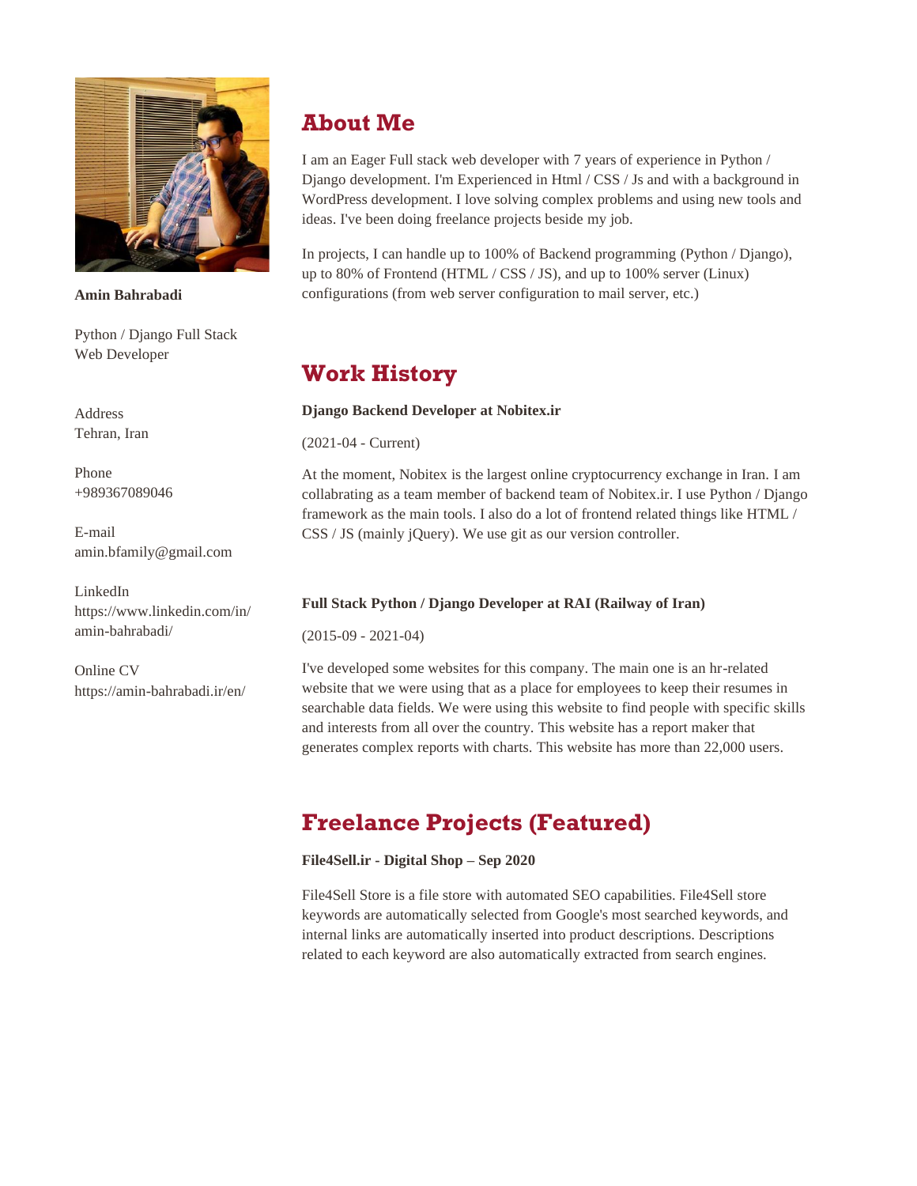**Amin Bahrabadi**

Python / Django Full Stack Web Developer

Address
Tehran, Iran

Phone
+989367089046

E-mail
amin.bfamily@gmail.com

LinkedIn
https://www.linkedin.com/in/amin-bahrabadi/

Online CV
https://amin-bahrabadi.ir/en/

## About Me

I am an Eager Full stack web developer with 7 years of experience in Python / Django development. I'm Experienced in Html / CSS / Js and with a background in WordPress development. I love solving complex problems and using new tools and ideas. I've been doing freelance projects beside my job.

In projects, I can handle up to 100% of Backend programming (Python / Django), up to 80% of Frontend (HTML / CSS / JS), and up to 100% server (Linux) configurations (from web server configuration to mail server, etc.)

## Work History

**Django Backend Developer at Nobitex.ir**

(2021-04 - Current)

At the moment, Nobitex is the largest online cryptocurrency exchange in Iran. I am collabrating as a team member of backend team of Nobitex.ir. I use Python / Django framework as the main tools. I also do a lot of frontend related things like HTML / CSS / JS (mainly jQuery). We use git as our version controller.

**Full Stack Python / Django Developer at RAI (Railway of Iran)**

(2015-09 - 2021-04)

I've developed some websites for this company. The main one is an hr-related website that we were using that as a place for employees to keep their resumes in searchable data fields. We were using this website to find people with specific skills and interests from all over the country. This website has a report maker that generates complex reports with charts. This website has more than 22,000 users.

## Freelance Projects (Featured)

**File4Sell.ir - Digital Shop – Sep 2020**

File4Sell Store is a file store with automated SEO capabilities. File4Sell store keywords are automatically selected from Google's most searched keywords, and internal links are automatically inserted into product descriptions. Descriptions related to each keyword are also automatically extracted from search engines.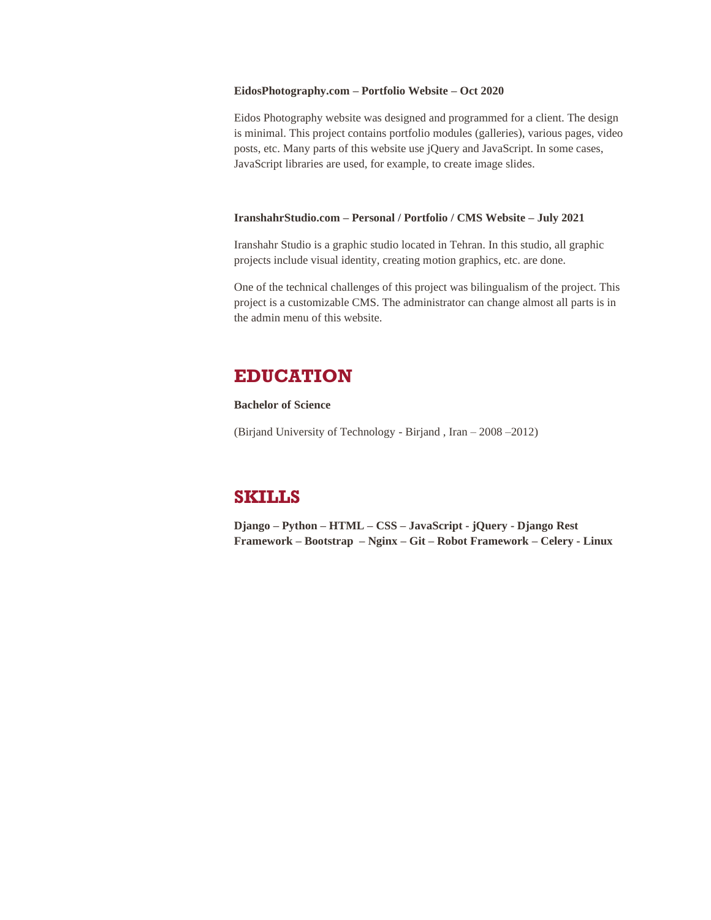**EidosPhotography.com – Portfolio Website – Oct 2020**

Eidos Photography website was designed and programmed for a client. The design is minimal. This project contains portfolio modules (galleries), various pages, video posts, etc. Many parts of this website use jQuery and JavaScript. In some cases, JavaScript libraries are used, for example, to create image slides.

**IranshahrStudio.com – Personal / Portfolio / CMS Website – July 2021**

Iranshahr Studio is a graphic studio located in Tehran. In this studio, all graphic projects include visual identity, creating motion graphics, etc. are done.

One of the technical challenges of this project was bilingualism of the project. This project is a customizable CMS. The administrator can change almost all parts is in the admin menu of this website.

## EDUCATION

**Bachelor of Science**

(Birjand University of Technology - Birjand , Iran – 2008 –2012)

## SKILLS

**Django – Python – HTML – CSS – JavaScript - jQuery - Django Rest Framework – Bootstrap – Nginx – Git – Robot Framework – Celery - Linux**